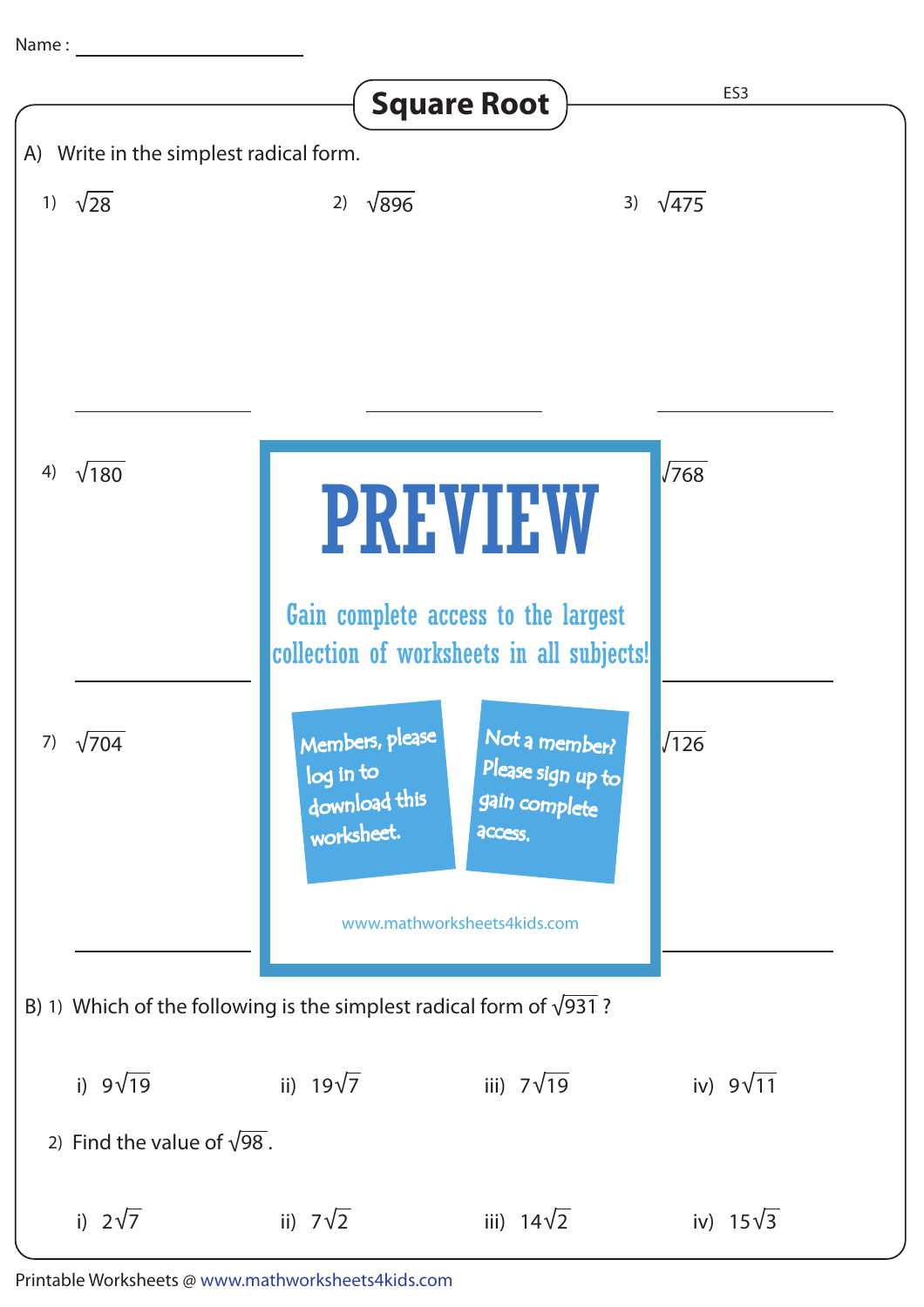Name : ____________________

# Square Root

ES3

A) Write in the simplest radical form.

1) $\sqrt{28}$

2) $\sqrt{896}$

3) $\sqrt{475}$

4) $\sqrt{180}$

$\sqrt{768}$

7) $\sqrt{704}$

$\sqrt{126}$

PREVIEW

Gain complete access to the largest collection of worksheets in all subjects!

Members, please log in to download this worksheet.

Not a member? Please sign up to gain complete access.

www.mathworksheets4kids.com

B) 1) Which of the following is the simplest radical form of $\sqrt{931}$ ?

i) $9\sqrt{19}$  ii) $19\sqrt{7}$  iii) $7\sqrt{19}$  iv) $9\sqrt{11}$

2) Find the value of $\sqrt{98}$.

i) $2\sqrt{7}$  ii) $7\sqrt{2}$  iii) $14\sqrt{2}$  iv) $15\sqrt{3}$

Printable Worksheets @ www.mathworksheets4kids.com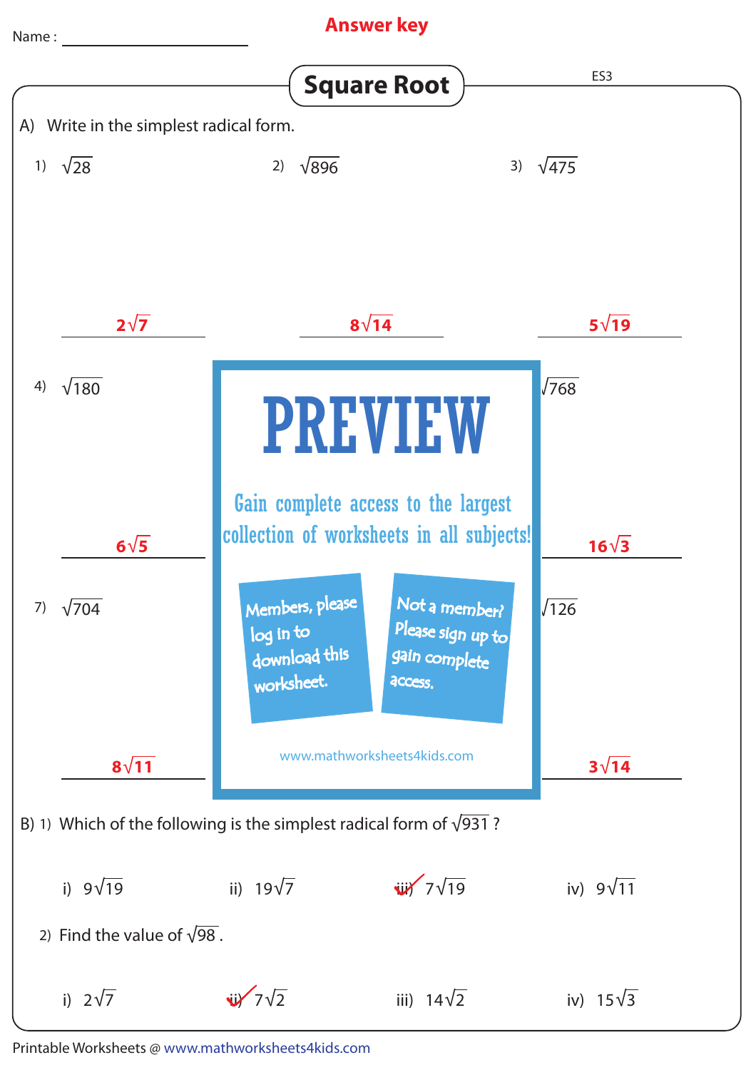Name : ____________________

**Answer key**

# Square Root

ES3

A) Write in the simplest radical form.

1) $\sqrt{28}$

**$2\sqrt{7}$**

2) $\sqrt{896}$

**$8\sqrt{14}$**

3) $\sqrt{475}$

**$5\sqrt{19}$**

4) $\sqrt{180}$

**$6\sqrt{5}$**

$\sqrt{768}$

**$16\sqrt{3}$**

7) $\sqrt{704}$

**$8\sqrt{11}$**

$\sqrt{126}$

**$3\sqrt{14}$**

PREVIEW

Gain complete access to the largest collection of worksheets in all subjects!

Members, please log in to download this worksheet.

Not a member? Please sign up to gain complete access.

www.mathworksheets4kids.com

B) 1) Which of the following is the simplest radical form of $\sqrt{931}$ ?

i) $9\sqrt{19}$ ii) $19\sqrt{7}$ iii) $7\sqrt{19}$ ✓ iv) $9\sqrt{11}$

2) Find the value of $\sqrt{98}$ .

i) $2\sqrt{7}$ ii) $7\sqrt{2}$ ✓ iii) $14\sqrt{2}$ iv) $15\sqrt{3}$

Printable Worksheets @ www.mathworksheets4kids.com